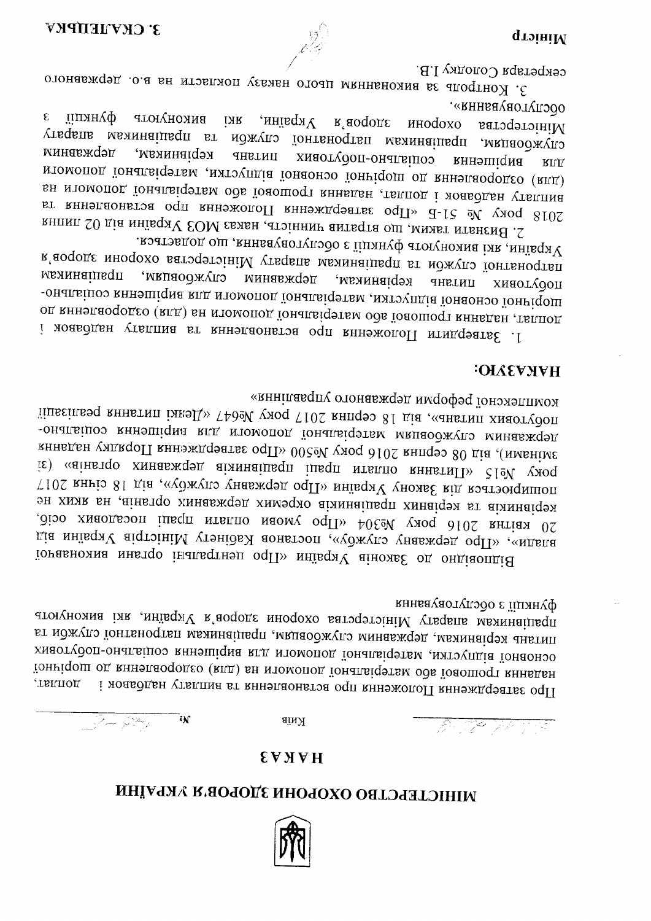# МІНІСТЕРСТВО ОХОРОНИ ЗДОРОВ'Я УКРАЇНИ

## НАКАЗ

Київ №

Про затвердження Положення про встановлення та виплату надбавок і доплат, надання грошової або матеріальної допомоги на (для) оздоровлення до щорічної основної відпустки, матеріальної допомоги для вирішення соціально-побутових питань керівникам, державним службовцям, працівникам патронатної служби та працівникам апарату Міністерства охорони здоров'я України, які виконують функції з обслуговування

Відповідно до Законів України «Про центральні органи виконавчої влади», «Про державну службу», постанов Кабінету Міністрів України від 20 квітня 2016 року №304 «Про умови оплати праці посадових осіб, керівників та керівних працівників окремих державних органів, на яких не поширюється дія Закону України «Про державну службу», від 18 січня 2017 року №15 «Питання оплати праці працівників державних органів» (зі змінами), від 08 серпня 2016 року №500 «Про затвердження Порядку надання державним службовцям матеріальної допомоги для вирішення соціально-побутових питань», від 18 серпня 2017 року №647 «Деякі питання реалізації комплексної реформи державного управління»

**НАКАЗУЮ:**

1. Затвердити Положення про встановлення та виплату надбавок і доплат, надання грошової або матеріальної допомоги на (для) оздоровлення до щорічної основної відпустки, матеріальної допомоги для вирішення соціально-побутових питань керівникам, державним службовцям, працівникам патронатної служби та працівникам апарату Міністерства охорони здоров'я України, які виконують функції з обслуговування, що додається.

2. Визнати таким, що втратив чинність, наказ МОЗ України від 02 липня 2018 року № 51-Б «Про затвердження Положення про встановлення та виплату надбавок і доплат, надання грошової або матеріальної допомоги на (для) оздоровлення до щорічної основної відпустки, матеріальної допомоги для вирішення соціально-побутових питань керівникам, державним службовцям, працівникам патронатної служби та працівникам апарату Міністерства охорони здоров'я України, які виконують функції з обслуговування».

3. Контроль за виконанням цього наказу покласти на в.о. державного секретаря Солодку І.В.

Міністр З. СКАЛЕЦЬКА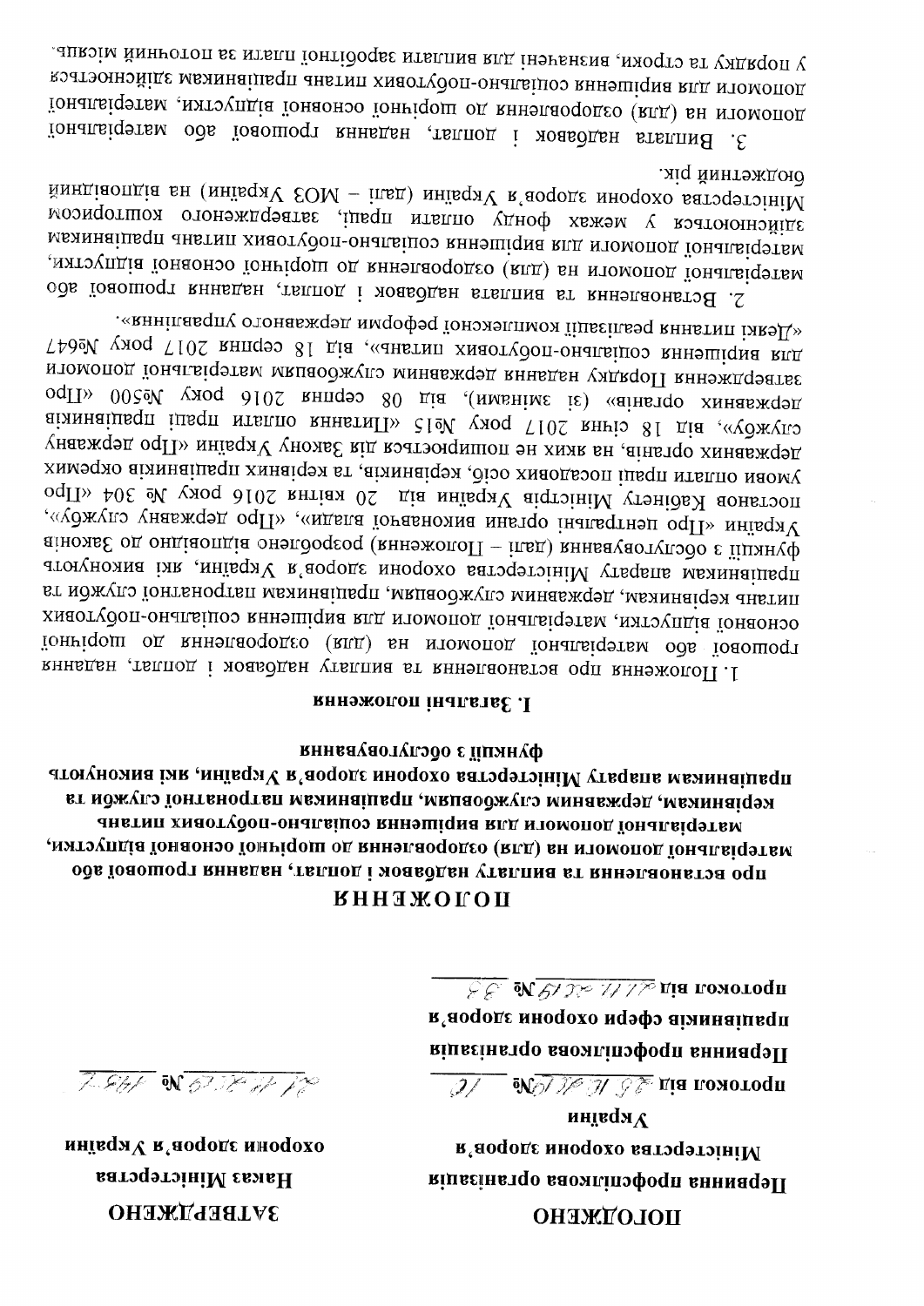ПОГОДЖЕНО

Первинна профспілкова організація Міністерства охорони здоров'я України

протокол від 25.10.2019 № 10

Первинна профспілкова організація працівників сфери охорони здоров'я

протокол від 27.11.2019 № 38

ЗАТВЕРДЖЕНО

Наказ Міністерства охорони здоров'я України

27.11.2019 № 1452

# ПОЛОЖЕННЯ

**про встановлення та виплату надбавок і доплат, надання грошової або матеріальної допомоги на (для) оздоровлення до щорічної основної відпустки, матеріальної допомоги для вирішення соціально-побутових питань керівникам, державним службовцям, працівникам патронатної служби та працівникам апарату Міністерства охорони здоров'я України, які виконують функції з обслуговування**

## I. Загальні положення

1. Положення про встановлення та виплату надбавок і доплат, надання грошової або матеріальної допомоги на (для) оздоровлення до щорічної основної відпустки, матеріальної допомоги для вирішення соціально-побутових питань керівникам, державним службовцям, працівникам патронатної служби та працівникам апарату Міністерства охорони здоров'я України, які виконують функції з обслуговування (далі – Положення) розроблено відповідно до Законів України «Про центральні органи виконавчої влади», «Про державну службу», постанов Кабінету Міністрів України від 20 квітня 2016 року № 304 «Про умови оплати праці посадових осіб, керівників, та керівних працівників окремих державних органів, на яких не поширюється дія Закону України «Про державну службу», від 18 січня 2017 року №15 «Питання оплати праці працівників державних органів» (зі змінами), від 08 серпня 2016 року №500 «Про затвердження Порядку надання державним службовцям матеріальної допомоги для вирішення соціально-побутових питань», від 18 серпня 2017 року №647 «Деякі питання реалізації комплексної реформи державного управління».

2. Встановлення та виплата надбавок і доплат, надання грошової або матеріальної допомоги на (для) оздоровлення до щорічної основної відпустки, матеріальної допомоги для вирішення соціально-побутових питань працівникам здійснюються у межах фонду оплати праці, затвердженого кошторисом Міністерства охорони здоров'я України (далі – МОЗ України) на відповідний бюджетний рік.

3. Виплата надбавок і доплат, надання грошової або матеріальної допомоги на (для) оздоровлення до щорічної основної відпустки, матеріальної допомоги для вирішення соціально-побутових питань працівникам здійснюється у порядку та строки, визначені для виплати заробітної плати за поточний місяць.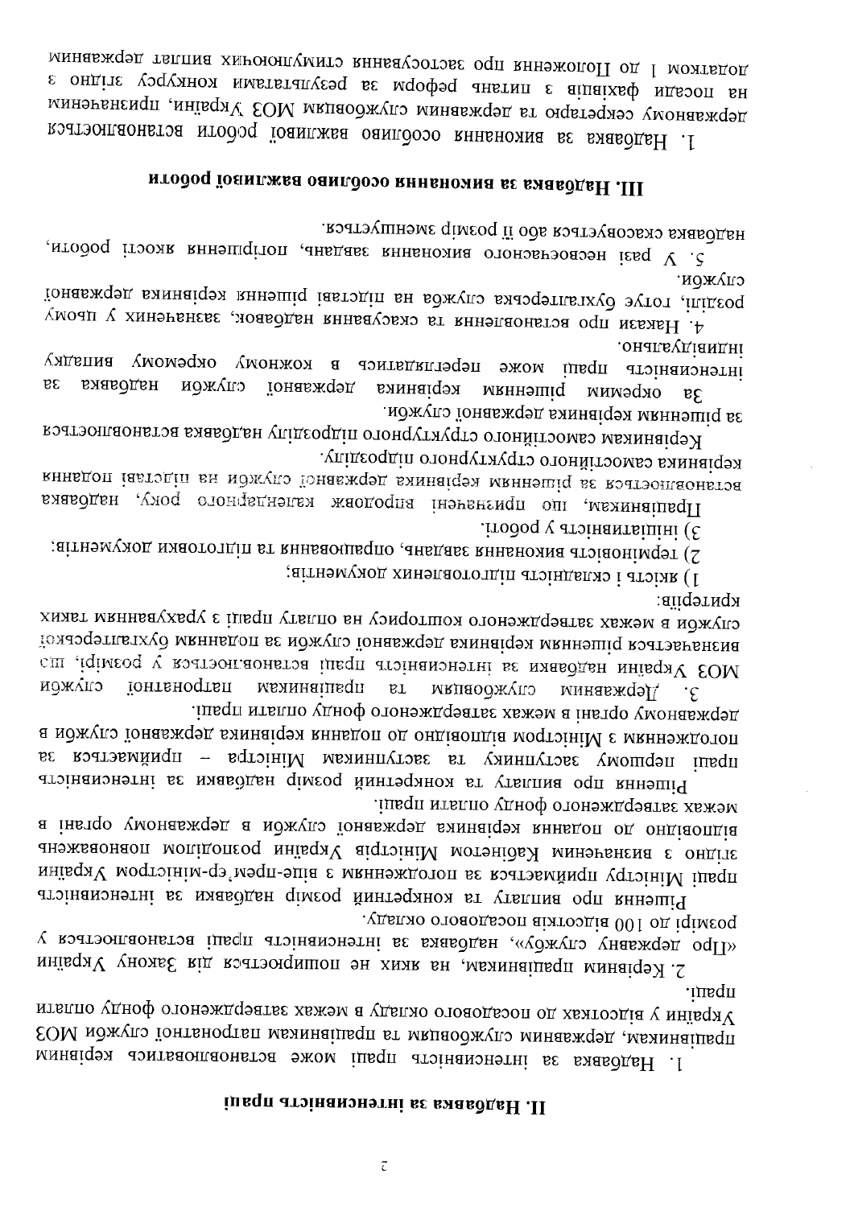## II. Надбавка за інтенсивність праці

1. Надбавка за інтенсивність праці може встановлюватись керівним працівникам, державним службовцям та працівникам патронатної служби МОЗ України у відсотках до посадового окладу в межах затвердженого фонду оплати праці.

2. Керівним працівникам, на яких не поширюється дія Закону України «Про державну службу», надбавка за інтенсивність праці встановлюється у розмірі до 100 відсотків посадового окладу.

Рішення про виплату та конкретний розмір надбавки за інтенсивність праці Міністру приймається за погодженням з віце-прем'єр-міністром України згідно з визначеним Кабінетом Міністрів України розподілом повноважень відповідно до подання керівника державної служби в державному органі в межах затвердженого фонду оплати праці.

Рішення про виплату та конкретний розмір надбавки за інтенсивність праці першому заступнику та заступникам Міністра – приймається за погодженням з Міністром відповідно до подання керівника державної служби в державному органі в межах затвердженого фонду оплати праці.

3. Державним службовцям та працівникам патронатної служби МОЗ України надбавка за інтенсивність праці встановлюється у розмірі, що визначається рішенням керівника державної служби за поданням бухгалтерської служби в межах затвердженого кошторису на оплату праці з урахуванням таких критеріїв:

1) якість і складність підготовлених документів;
2) терміновість виконання завдань, опрацювання та підготовки документів;
3) ініціативність у роботі.

Працівникам, що призначені впродовж календарного року, надбавка встановлюється за рішенням керівника державної служби на підставі подання керівника самостійного структурного підрозділу.

Керівникам самостійного структурного підрозділу надбавка встановлюється за рішенням керівника державної служби.

За окремим рішенням керівника державної служби надбавка за інтенсивність праці може переглядатися в кожному окремому випадку індивідуально.

4. Накази про встановлення та скасування надбавок, зазначених у цьому розділі, готує бухгалтерська служба на підставі рішення керівника державної служби.

5. У разі несвоєчасного виконання завдань, погіршення якості роботи, надбавка скасовується або її розмір зменшується.

## III. Надбавка за виконання особливо важливої роботи

1. Надбавка за виконання особливо важливої роботи встановлюється державному секретарю та державним службовцям МОЗ України, призначеним на посади фахівців з питань реформ за результатами конкурсу згідно з додатком 1 до Положення про застосування стимулюючих виплат державним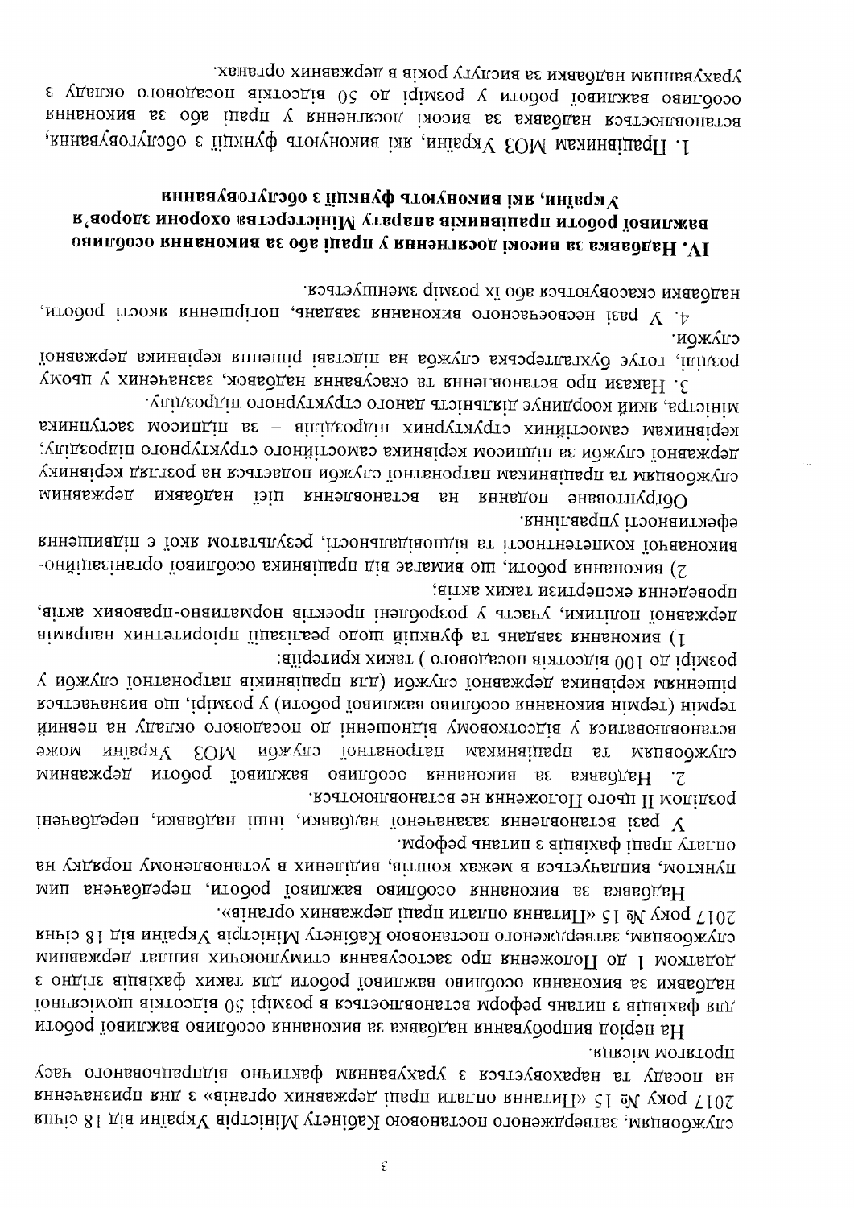службовцям, затвердженого постановою Кабінету Міністрів України від 18 січня 2017 року № 15 «Питання оплати праці працівників державних органів» з дня призначення на посаду та нараховується з урахуванням фактично відпрацьованого часу протягом місяця.

На період випробування надбавка за виконання особливо важливої роботи для фахівців з питань реформ встановлюється в розмірі 50 відсотків щомісячної надбавки за виконання особливо важливої роботи для таких фахівців згідно з додатком 1 до Положення про застосування стимулюючих виплат державним службовцям, затвердженого постановою Кабінету Міністрів України від 18 січня 2017 року № 15 «Питання оплати праці працівників державних органів».

Надбавка за виконання особливо важливої роботи, передбачена цим пунктом, виплачується в межах коштів, виділених в установленому порядку на оплату праці фахівців з питань реформ.

У разі встановлення зазначеної надбавки, інші надбавки, передбачені розділом II цього Положення не встановлюються.

2. Надбавка за виконання особливо важливої роботи державним службовцям та працівникам патронатної служби МОЗ України може встановлюватися у відсотковому відношенні до посадового окладу на певний термін (термін виконання особливо важливої роботи) у розмірі, що визначається рішенням керівника державної служби (для працівників патронатної служби у розмірі до 100 відсотків посадового ) таких критеріїв:

1) виконання завдань та функцій щодо реалізації пріоритетних напрямів державної політики, участь у розробці проєктів нормативно-правових актів, проведення експертизи таких актів;

2) виконання роботи, що вимагає від працівника особливої організаційно-виконавчої компетентності та відповідальності, результатом якої є підвищення ефективності управління.

Обґрунтоване подання на встановлення цієї надбавки державним службовцям та працівникам патронатної служби подається на розгляд керівнику державної служби за підписом керівника самостійного структурного підрозділу; керівникам самостійних структурних підрозділів – за підписом заступника міністра, який координує діяльність даного структурного підрозділу.

3. Накази про встановлення та скасування надбавок, зазначених у цьому розділі, готує бухгалтерська служба на підставі рішення керівника державної служби.

4. У разі несвоєчасного виконання завдань, погіршення якості роботи, надбавки скасовуються або їх розмір зменшується.

## IV. Надбавка за високі досягнення у праці або за виконання особливо важливої роботи працівників апарату Міністерства охорони здоров'я України, які виконують функції з обслуговування

1. Працівникам МОЗ України, які виконують функції з обслуговування, встановлюється надбавка за високі досягнення у праці або за виконання особливо важливої роботи у розмірі до 50 відсотків посадового окладу з урахуванням надбавки за вислугу років в державних органах.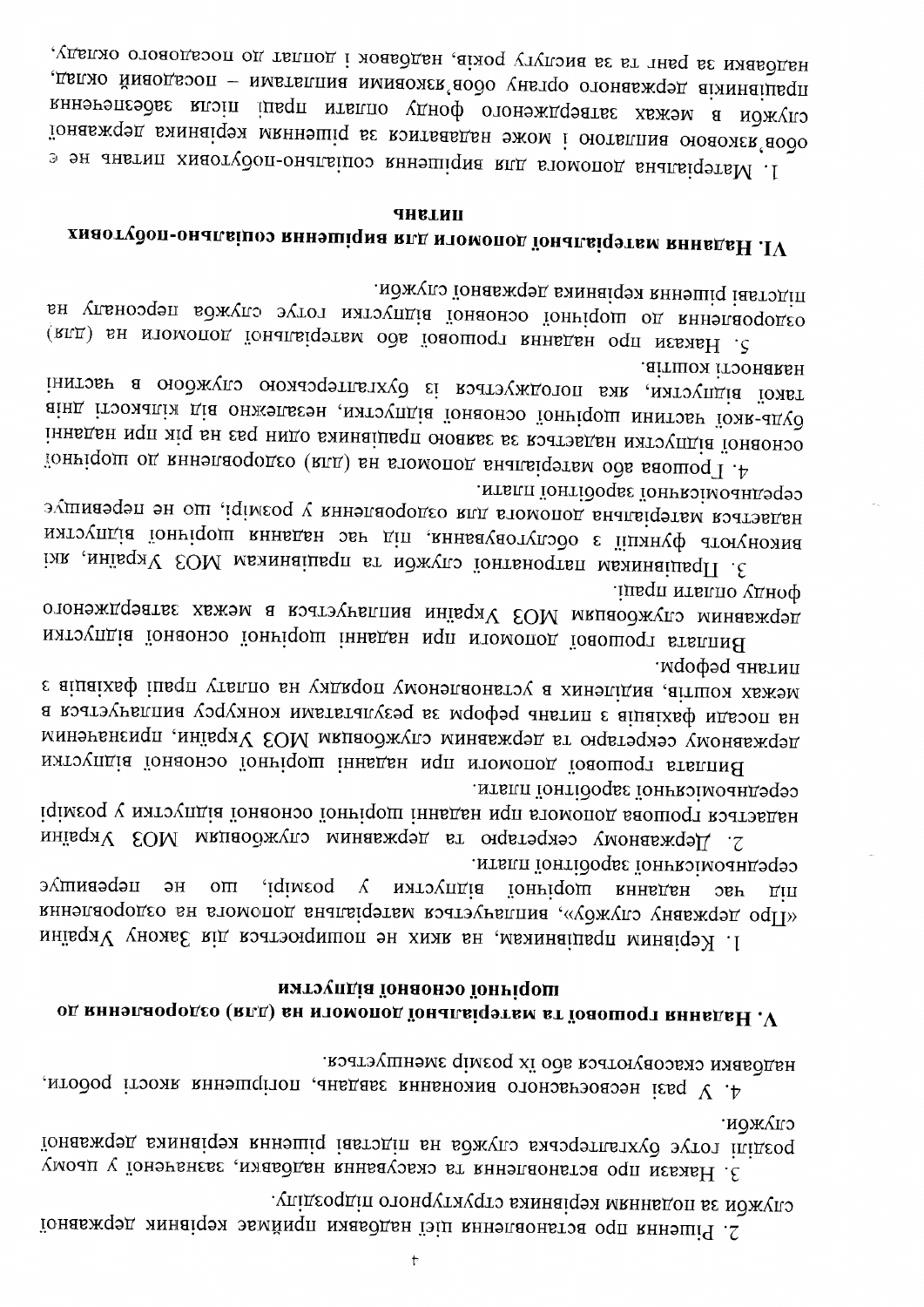2. Рішення про встановлення цієї надбавки приймає керівник державної служби за поданням керівника структурного підрозділу.

3. Накази про встановлення та скасування надбавки, зазначеної у цьому розділі готує бухгалтерська служба на підставі рішення керівника державної служби.

4. У разі несвоєчасного виконання завдань, погіршення якості роботи, надбавки скасовуються або їх розмір зменшується.

## V. Надання грошової та матеріальної допомоги на (для) оздоровлення до щорічної основної відпустки

1. Керівним працівникам, на яких не поширюється дія Закону України «Про державну службу», виплачується матеріальна допомога на оздоровлення під час надання щорічної відпустки у розмірі, що не перевищує середньомісячної заробітної плати.

2. Державному секретарю та державним службовцям МОЗ України надається грошова допомога при наданні щорічної основної відпустки у розмірі середньомісячної заробітної плати.

Виплата грошової допомоги при наданні щорічної основної відпустки державному секретарю та державним службовцям МОЗ України, призначеним на посади фахівців з питань реформ за результатами конкурсу виплачується в межах коштів, виділених в установленому порядку на оплату праці фахівців з питань реформ.

Виплата грошової допомоги при наданні щорічної основної відпустки державним службовцям МОЗ України виплачується в межах затвердженого фонду оплати праці.

3. Працівникам патронатної служби та працівникам МОЗ України, які виконують функції з обслуговування, під час надання щорічної відпустки надається матеріальна допомога для оздоровлення у розмірі, що не перевищує середньомісячної заробітної плати.

4. Грошова або матеріальна допомога на (для) оздоровлення до щорічної основної відпустки надається за заявою працівника один раз на рік при наданні будь-якої частини щорічної основної відпустки, незалежно від кількості днів такої відпустки, яка погоджується із бухгалтерською службою в частині наявності коштів.

5. Накази про надання грошової або матеріальної допомоги на (для) оздоровлення до щорічної основної відпустки готує служба персоналу на підставі рішення керівника державної служби.

## VI. Надання матеріальної допомоги для вирішення соціально-побутових питань

1. Матеріальна допомога для вирішення соціально-побутових питань не є обов'язковою виплатою і може надаватися за рішенням керівника державної служби в межах затвердженого фонду оплати праці після забезпечення працівників державного органу обов'язковими виплатами – посадовий оклад, надбавки за ранг та за вислугу років, надбавок і доплат до посадового окладу,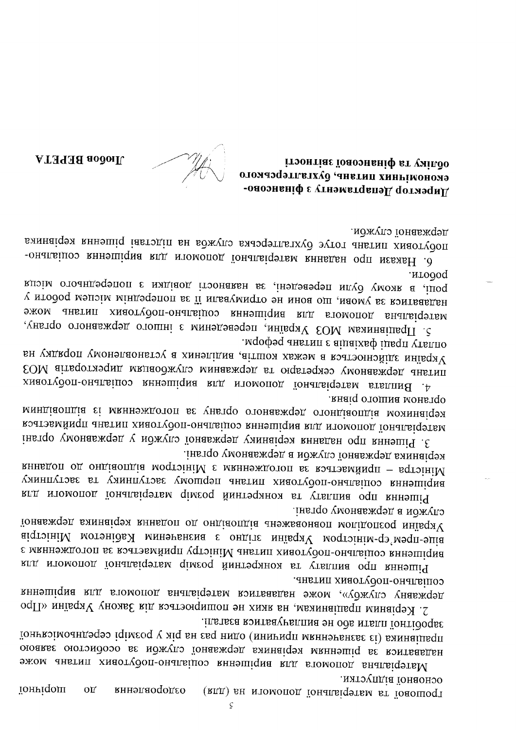грошової та матеріальної допомоги на (для) оздоровлення до щорічної основної відпустки.

Матеріальна допомога для вирішення соціально-побутових питань може надаватися за рішенням керівника державної служби за особистою заявою працівника (із зазначенням причини) один раз на рік у розмірі середньомісячної заробітної плати або не виплачуватися взагалі.

2. Керівним працівникам, на яких не поширюється дія Закону України «Про державну службу», може надаватися матеріальна допомога для вирішення соціально-побутових питань.

Рішення про виплату та конкретний розмір матеріальної допомоги для вирішення соціально-побутових питань Міністру приймається за погодженням з віце-прем'єр-міністром України згідно з визначеним Кабінетом Міністрів України розподілом повноважень відповідно до подання керівника державної служби в державному органі.

Рішення про виплату та конкретний розмір матеріальної допомоги для вирішення соціально-побутових питань першому заступнику та заступнику Міністра – приймається за погодженням з Міністром відповідно до подання керівника державної служби в державному органі.

3. Рішення про надання керівнику державної служби у державному органі матеріальної допомоги для вирішення соціально-побутових питань приймається керівником відповідного державного органу за погодженням із відповідним органом вищого рівня.

4. Виплата матеріальної допомоги для вирішення соціально-побутових питань державному секретарю та державним службовцям директоратів МОЗ України здійснюється в межах коштів, виділених в установленому порядку на оплату праці фахівців з питань реформ.

5. Працівникам МОЗ України, переведеним з іншого державного органу, матеріальна допомога для вирішення соціально-побутових питань може надаватися за умови, що вони не отримали її за попереднім місцем роботи у році, в якому були переведені, за наявності довідки з попереднього місця роботи.

6. Накази про надання матеріальної допомоги для вирішення соціально-побутових питань готує бухгалтерська служба на підставі рішення керівника державної служби.

**Директор Департаменту з фінансово-економічних питань, бухгалтерського обліку та фінансової звітності** — **Любов ВЕРЕТА**